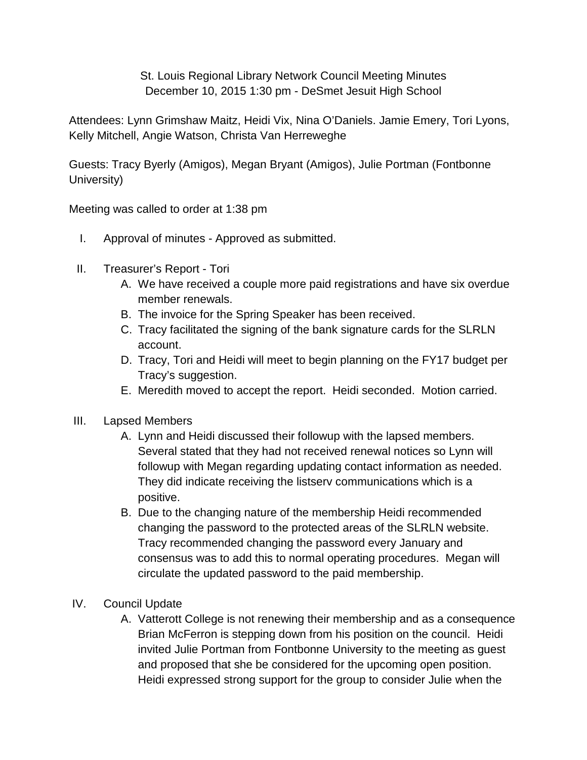St. Louis Regional Library Network Council Meeting Minutes
December 10, 2015 1:30 pm - DeSmet Jesuit High School

Attendees: Lynn Grimshaw Maitz, Heidi Vix, Nina O'Daniels. Jamie Emery, Tori Lyons, Kelly Mitchell, Angie Watson, Christa Van Herreweghe

Guests: Tracy Byerly (Amigos), Megan Bryant (Amigos), Julie Portman (Fontbonne University)

Meeting was called to order at 1:38 pm

I. Approval of minutes - Approved as submitted.

II. Treasurer's Report - Tori
   A. We have received a couple more paid registrations and have six overdue member renewals.
   B. The invoice for the Spring Speaker has been received.
   C. Tracy facilitated the signing of the bank signature cards for the SLRLN account.
   D. Tracy, Tori and Heidi will meet to begin planning on the FY17 budget per Tracy's suggestion.
   E. Meredith moved to accept the report. Heidi seconded. Motion carried.

III. Lapsed Members
   A. Lynn and Heidi discussed their followup with the lapsed members. Several stated that they had not received renewal notices so Lynn will followup with Megan regarding updating contact information as needed. They did indicate receiving the listserv communications which is a positive.
   B. Due to the changing nature of the membership Heidi recommended changing the password to the protected areas of the SLRLN website. Tracy recommended changing the password every January and consensus was to add this to normal operating procedures. Megan will circulate the updated password to the paid membership.

IV. Council Update
   A. Vatterott College is not renewing their membership and as a consequence Brian McFerron is stepping down from his position on the council. Heidi invited Julie Portman from Fontbonne University to the meeting as guest and proposed that she be considered for the upcoming open position. Heidi expressed strong support for the group to consider Julie when the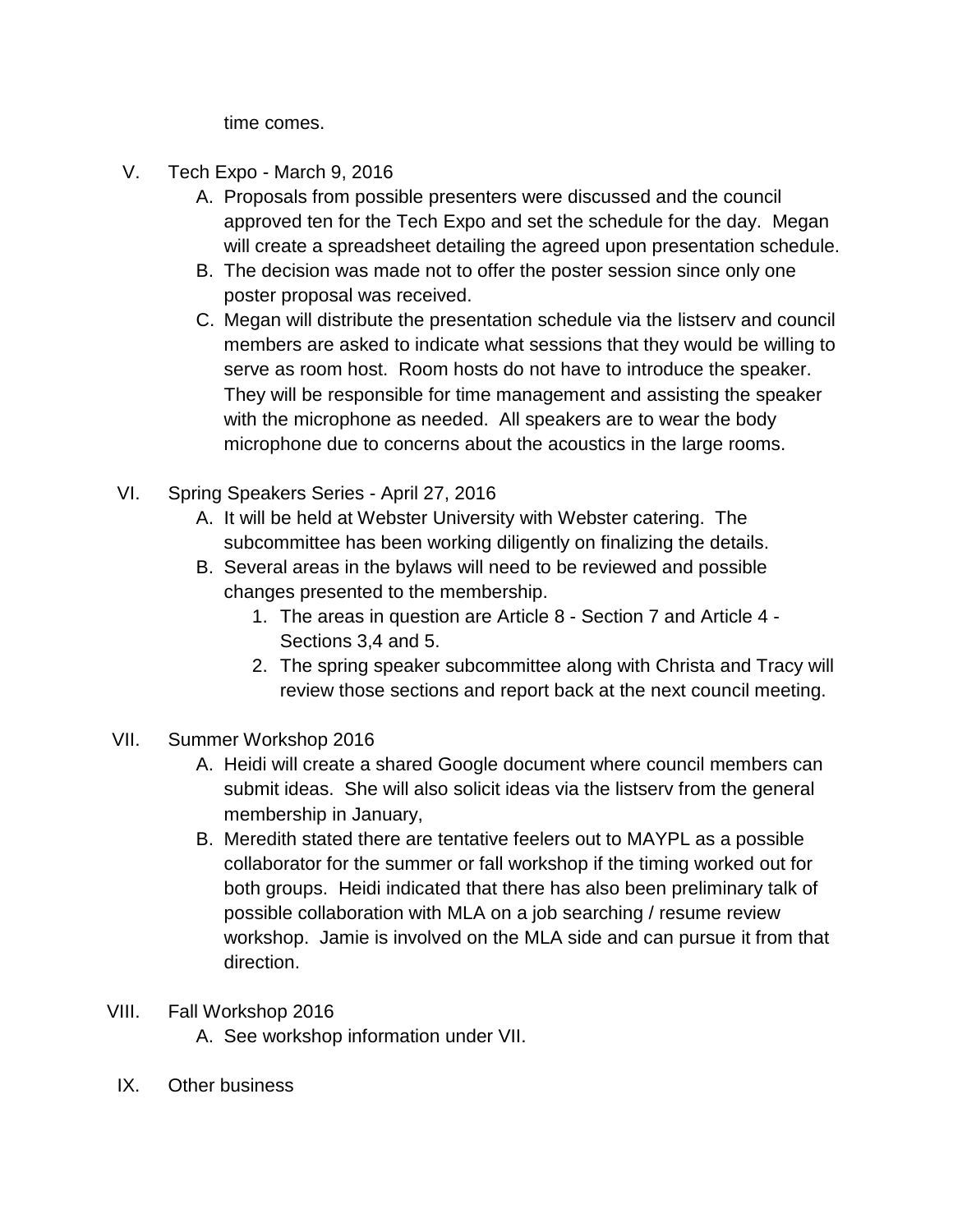time comes.

V. Tech Expo - March 9, 2016

   A. Proposals from possible presenters were discussed and the council approved ten for the Tech Expo and set the schedule for the day. Megan will create a spreadsheet detailing the agreed upon presentation schedule.
   B. The decision was made not to offer the poster session since only one poster proposal was received.
   C. Megan will distribute the presentation schedule via the listserv and council members are asked to indicate what sessions that they would be willing to serve as room host. Room hosts do not have to introduce the speaker. They will be responsible for time management and assisting the speaker with the microphone as needed. All speakers are to wear the body microphone due to concerns about the acoustics in the large rooms.

VI. Spring Speakers Series - April 27, 2016

   A. It will be held at Webster University with Webster catering. The subcommittee has been working diligently on finalizing the details.
   B. Several areas in the bylaws will need to be reviewed and possible changes presented to the membership.
      1. The areas in question are Article 8 - Section 7 and Article 4 - Sections 3,4 and 5.
      2. The spring speaker subcommittee along with Christa and Tracy will review those sections and report back at the next council meeting.

VII. Summer Workshop 2016

   A. Heidi will create a shared Google document where council members can submit ideas. She will also solicit ideas via the listserv from the general membership in January,
   B. Meredith stated there are tentative feelers out to MAYPL as a possible collaborator for the summer or fall workshop if the timing worked out for both groups. Heidi indicated that there has also been preliminary talk of possible collaboration with MLA on a job searching / resume review workshop. Jamie is involved on the MLA side and can pursue it from that direction.

VIII. Fall Workshop 2016

   A. See workshop information under VII.

IX. Other business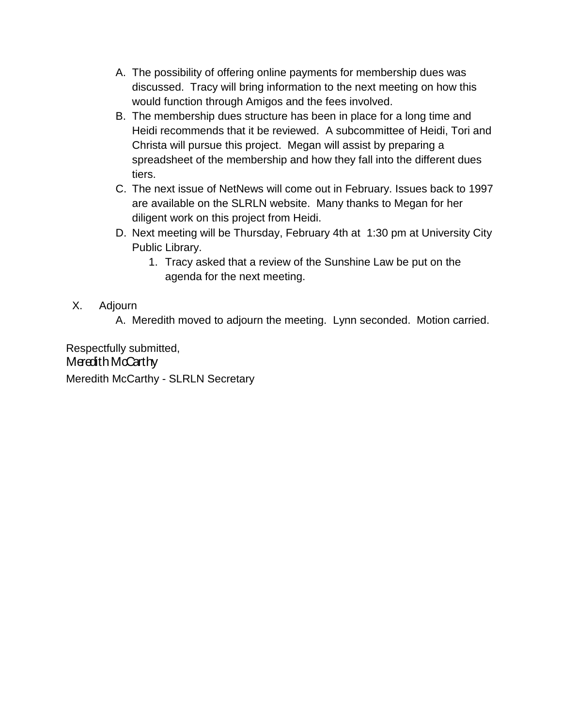A. The possibility of offering online payments for membership dues was discussed. Tracy will bring information to the next meeting on how this would function through Amigos and the fees involved.
B. The membership dues structure has been in place for a long time and Heidi recommends that it be reviewed. A subcommittee of Heidi, Tori and Christa will pursue this project. Megan will assist by preparing a spreadsheet of the membership and how they fall into the different dues tiers.
C. The next issue of NetNews will come out in February. Issues back to 1997 are available on the SLRLN website. Many thanks to Megan for her diligent work on this project from Heidi.
D. Next meeting will be Thursday, February 4th at 1:30 pm at University City Public Library.
    1. Tracy asked that a review of the Sunshine Law be put on the agenda for the next meeting.

X. Adjourn
    A. Meredith moved to adjourn the meeting. Lynn seconded. Motion carried.

Respectfully submitted,
*Meredith McCarthy*
Meredith McCarthy - SLRLN Secretary